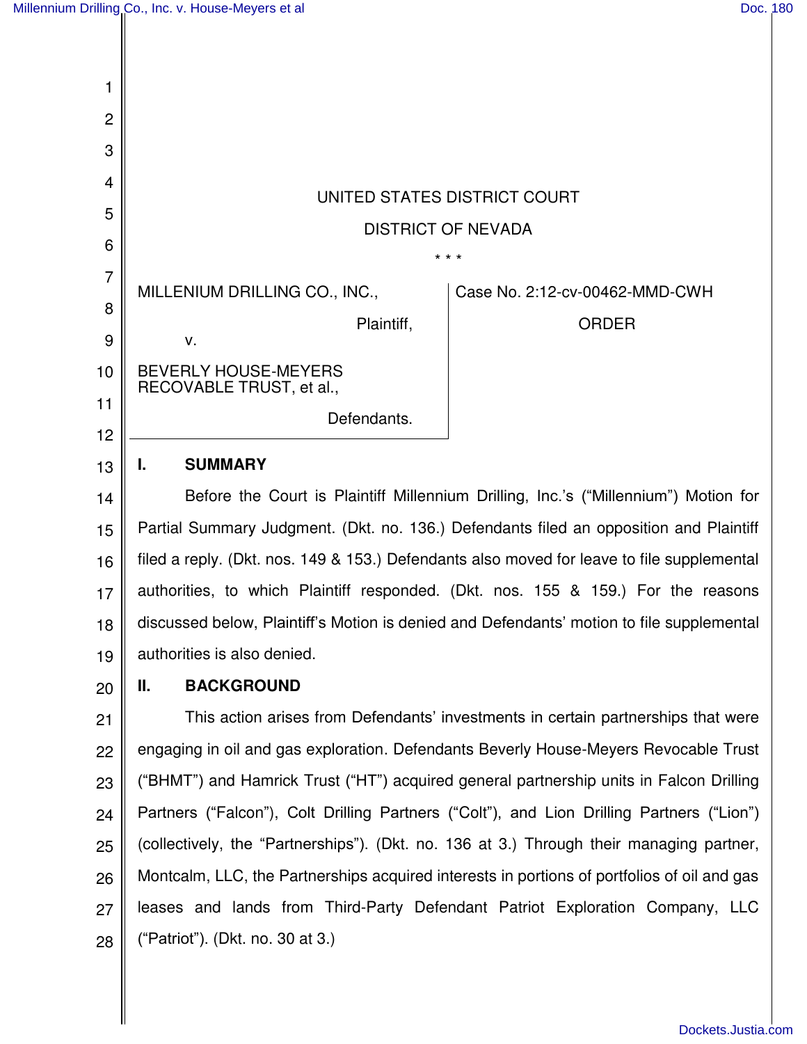UNITED STATES DISTRICT COURT

DISTRICT OF NEVADA

\* \* \*

| | |
|---|---|
| MILLENIUM DRILLING CO., INC., Plaintiff, v. BEVERLY HOUSE-MEYERS RECOVABLE TRUST, et al., Defendants. | Case No. 2:12-cv-00462-MMD-CWH ORDER |

## I. SUMMARY

Before the Court is Plaintiff Millennium Drilling, Inc.'s ("Millennium") Motion for Partial Summary Judgment. (Dkt. no. 136.) Defendants filed an opposition and Plaintiff filed a reply. (Dkt. nos. 149 & 153.) Defendants also moved for leave to file supplemental authorities, to which Plaintiff responded. (Dkt. nos. 155 & 159.) For the reasons discussed below, Plaintiff's Motion is denied and Defendants' motion to file supplemental authorities is also denied.

## II. BACKGROUND

This action arises from Defendants' investments in certain partnerships that were engaging in oil and gas exploration. Defendants Beverly House-Meyers Revocable Trust ("BHMT") and Hamrick Trust ("HT") acquired general partnership units in Falcon Drilling Partners ("Falcon"), Colt Drilling Partners ("Colt"), and Lion Drilling Partners ("Lion") (collectively, the "Partnerships"). (Dkt. no. 136 at 3.) Through their managing partner, Montcalm, LLC, the Partnerships acquired interests in portions of portfolios of oil and gas leases and lands from Third-Party Defendant Patriot Exploration Company, LLC ("Patriot"). (Dkt. no. 30 at 3.)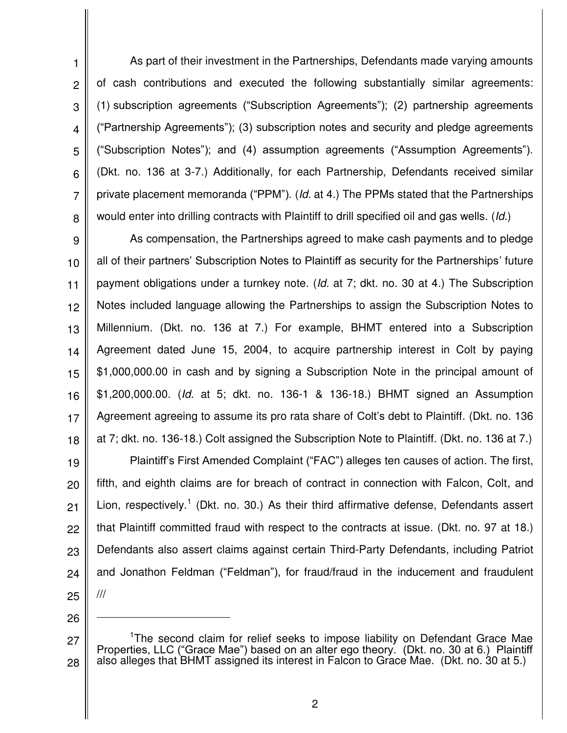As part of their investment in the Partnerships, Defendants made varying amounts of cash contributions and executed the following substantially similar agreements: (1) subscription agreements ("Subscription Agreements"); (2) partnership agreements ("Partnership Agreements"); (3) subscription notes and security and pledge agreements ("Subscription Notes"); and (4) assumption agreements ("Assumption Agreements"). (Dkt. no. 136 at 3-7.) Additionally, for each Partnership, Defendants received similar private placement memoranda ("PPM"). (*Id.* at 4.) The PPMs stated that the Partnerships would enter into drilling contracts with Plaintiff to drill specified oil and gas wells. (*Id.*)

As compensation, the Partnerships agreed to make cash payments and to pledge all of their partners' Subscription Notes to Plaintiff as security for the Partnerships' future payment obligations under a turnkey note. (*Id.* at 7; dkt. no. 30 at 4.) The Subscription Notes included language allowing the Partnerships to assign the Subscription Notes to Millennium. (Dkt. no. 136 at 7.) For example, BHMT entered into a Subscription Agreement dated June 15, 2004, to acquire partnership interest in Colt by paying $1,000,000.00 in cash and by signing a Subscription Note in the principal amount of $1,200,000.00. (*Id.* at 5; dkt. no. 136-1 & 136-18.) BHMT signed an Assumption Agreement agreeing to assume its pro rata share of Colt's debt to Plaintiff. (Dkt. no. 136 at 7; dkt. no. 136-18.) Colt assigned the Subscription Note to Plaintiff. (Dkt. no. 136 at 7.)

Plaintiff's First Amended Complaint ("FAC") alleges ten causes of action. The first, fifth, and eighth claims are for breach of contract in connection with Falcon, Colt, and Lion, respectively.[1] (Dkt. no. 30.) As their third affirmative defense, Defendants assert that Plaintiff committed fraud with respect to the contracts at issue. (Dkt. no. 97 at 18.) Defendants also assert claims against certain Third-Party Defendants, including Patriot and Jonathon Feldman ("Feldman"), for fraud/fraud in the inducement and fraudulent

///

---

[1]The second claim for relief seeks to impose liability on Defendant Grace Mae Properties, LLC ("Grace Mae") based on an alter ego theory. (Dkt. no. 30 at 6.) Plaintiff also alleges that BHMT assigned its interest in Falcon to Grace Mae. (Dkt. no. 30 at 5.)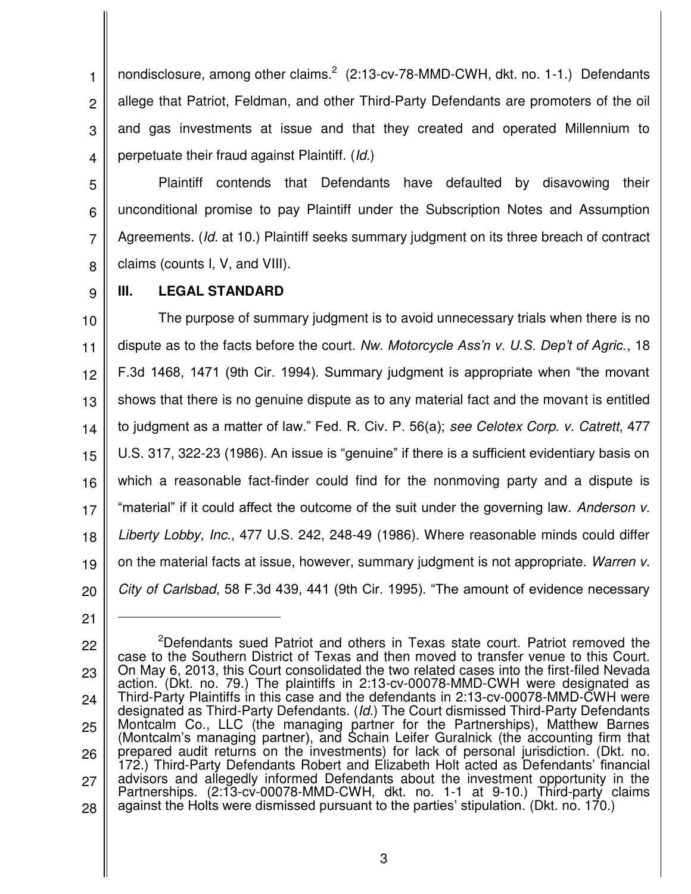nondisclosure, among other claims.[2] (2:13-cv-78-MMD-CWH, dkt. no. 1-1.) Defendants allege that Patriot, Feldman, and other Third-Party Defendants are promoters of the oil and gas investments at issue and that they created and operated Millennium to perpetuate their fraud against Plaintiff. (*Id.*)

Plaintiff contends that Defendants have defaulted by disavowing their unconditional promise to pay Plaintiff under the Subscription Notes and Assumption Agreements. (*Id.* at 10.) Plaintiff seeks summary judgment on its three breach of contract claims (counts I, V, and VIII).

## III. LEGAL STANDARD

The purpose of summary judgment is to avoid unnecessary trials when there is no dispute as to the facts before the court. *Nw. Motorcycle Ass'n v. U.S. Dep't of Agric.*, 18 F.3d 1468, 1471 (9th Cir. 1994). Summary judgment is appropriate when "the movant shows that there is no genuine dispute as to any material fact and the movant is entitled to judgment as a matter of law." Fed. R. Civ. P. 56(a); *see Celotex Corp. v. Catrett*, 477 U.S. 317, 322-23 (1986). An issue is "genuine" if there is a sufficient evidentiary basis on which a reasonable fact-finder could find for the nonmoving party and a dispute is "material" if it could affect the outcome of the suit under the governing law. *Anderson v. Liberty Lobby, Inc.*, 477 U.S. 242, 248-49 (1986). Where reasonable minds could differ on the material facts at issue, however, summary judgment is not appropriate. *Warren v. City of Carlsbad*, 58 F.3d 439, 441 (9th Cir. 1995). "The amount of evidence necessary

---

[2]Defendants sued Patriot and others in Texas state court. Patriot removed the case to the Southern District of Texas and then moved to transfer venue to this Court. On May 6, 2013, this Court consolidated the two related cases into the first-filed Nevada action. (Dkt. no. 79.) The plaintiffs in 2:13-cv-00078-MMD-CWH were designated as Third-Party Plaintiffs in this case and the defendants in 2:13-cv-00078-MMD-CWH were designated as Third-Party Defendants. (*Id.*) The Court dismissed Third-Party Defendants Montcalm Co., LLC (the managing partner for the Partnerships), Matthew Barnes (Montcalm's managing partner), and Schain Leifer Guralnick (the accounting firm that prepared audit returns on the investments) for lack of personal jurisdiction. (Dkt. no. 172.) Third-Party Defendants Robert and Elizabeth Holt acted as Defendants' financial advisors and allegedly informed Defendants about the investment opportunity in the Partnerships. (2:13-cv-00078-MMD-CWH, dkt. no. 1-1 at 9-10.) Third-party claims against the Holts were dismissed pursuant to the parties' stipulation. (Dkt. no. 170.)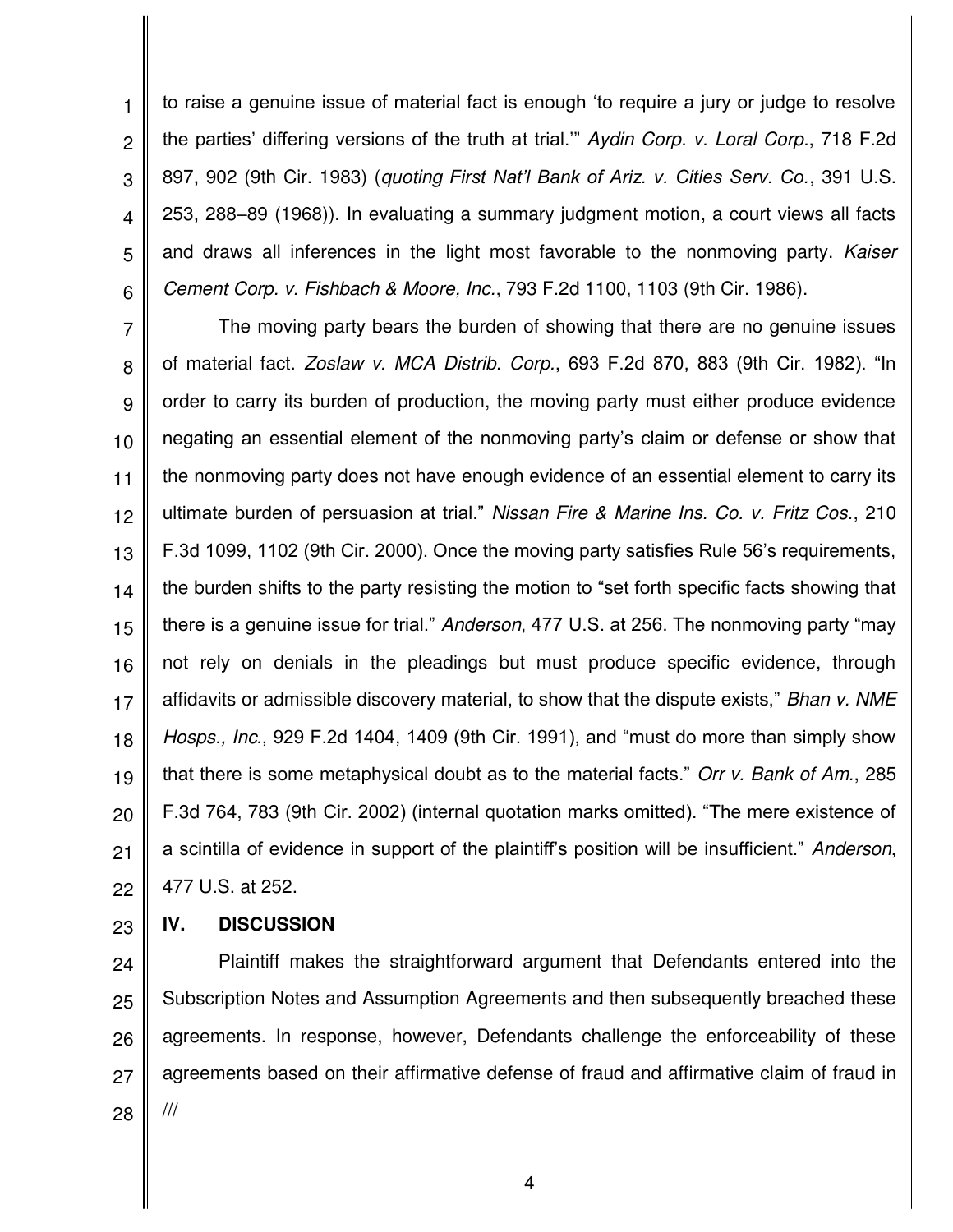to raise a genuine issue of material fact is enough 'to require a jury or judge to resolve the parties' differing versions of the truth at trial.'" *Aydin Corp. v. Loral Corp.*, 718 F.2d 897, 902 (9th Cir. 1983) (*quoting First Nat'l Bank of Ariz. v. Cities Serv. Co.*, 391 U.S. 253, 288–89 (1968)). In evaluating a summary judgment motion, a court views all facts and draws all inferences in the light most favorable to the nonmoving party. *Kaiser Cement Corp. v. Fishbach & Moore, Inc.*, 793 F.2d 1100, 1103 (9th Cir. 1986).

The moving party bears the burden of showing that there are no genuine issues of material fact. *Zoslaw v. MCA Distrib. Corp.*, 693 F.2d 870, 883 (9th Cir. 1982). "In order to carry its burden of production, the moving party must either produce evidence negating an essential element of the nonmoving party's claim or defense or show that the nonmoving party does not have enough evidence of an essential element to carry its ultimate burden of persuasion at trial." *Nissan Fire & Marine Ins. Co. v. Fritz Cos.*, 210 F.3d 1099, 1102 (9th Cir. 2000). Once the moving party satisfies Rule 56's requirements, the burden shifts to the party resisting the motion to "set forth specific facts showing that there is a genuine issue for trial." *Anderson*, 477 U.S. at 256. The nonmoving party "may not rely on denials in the pleadings but must produce specific evidence, through affidavits or admissible discovery material, to show that the dispute exists," *Bhan v. NME Hosps., Inc.*, 929 F.2d 1404, 1409 (9th Cir. 1991), and "must do more than simply show that there is some metaphysical doubt as to the material facts." *Orr v. Bank of Am.*, 285 F.3d 764, 783 (9th Cir. 2002) (internal quotation marks omitted). "The mere existence of a scintilla of evidence in support of the plaintiff's position will be insufficient." *Anderson*, 477 U.S. at 252.

## IV. DISCUSSION

Plaintiff makes the straightforward argument that Defendants entered into the Subscription Notes and Assumption Agreements and then subsequently breached these agreements. In response, however, Defendants challenge the enforceability of these agreements based on their affirmative defense of fraud and affirmative claim of fraud in

///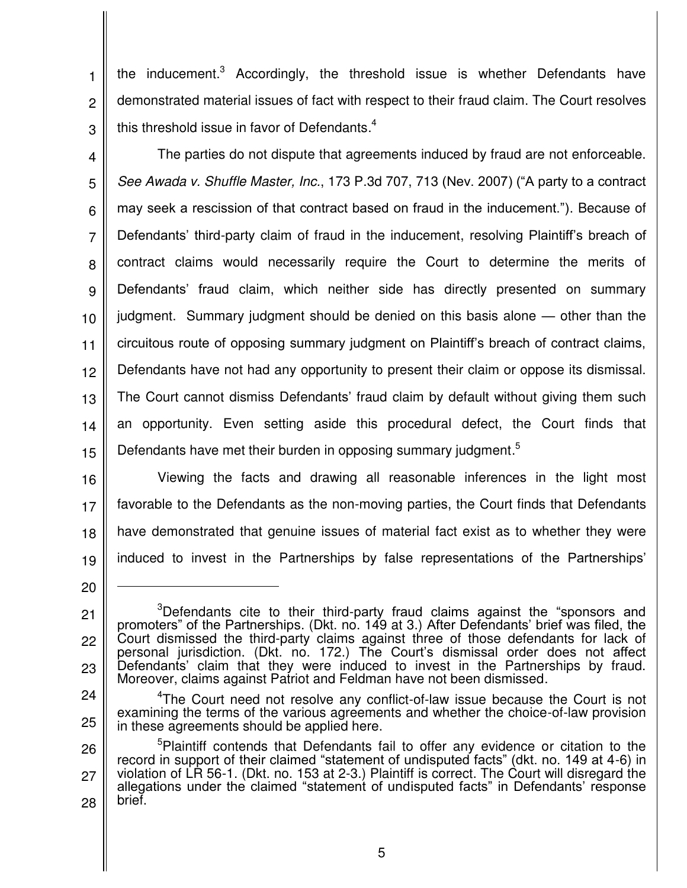the inducement.[3] Accordingly, the threshold issue is whether Defendants have demonstrated material issues of fact with respect to their fraud claim. The Court resolves this threshold issue in favor of Defendants.[4]

The parties do not dispute that agreements induced by fraud are not enforceable. *See Awada v. Shuffle Master, Inc.*, 173 P.3d 707, 713 (Nev. 2007) ("A party to a contract may seek a rescission of that contract based on fraud in the inducement."). Because of Defendants' third-party claim of fraud in the inducement, resolving Plaintiff's breach of contract claims would necessarily require the Court to determine the merits of Defendants' fraud claim, which neither side has directly presented on summary judgment. Summary judgment should be denied on this basis alone — other than the circuitous route of opposing summary judgment on Plaintiff's breach of contract claims, Defendants have not had any opportunity to present their claim or oppose its dismissal. The Court cannot dismiss Defendants' fraud claim by default without giving them such an opportunity. Even setting aside this procedural defect, the Court finds that Defendants have met their burden in opposing summary judgment.[5]

Viewing the facts and drawing all reasonable inferences in the light most favorable to the Defendants as the non-moving parties, the Court finds that Defendants have demonstrated that genuine issues of material fact exist as to whether they were induced to invest in the Partnerships by false representations of the Partnerships'

---

[3]Defendants cite to their third-party fraud claims against the "sponsors and promoters" of the Partnerships. (Dkt. no. 149 at 3.) After Defendants' brief was filed, the Court dismissed the third-party claims against three of those defendants for lack of personal jurisdiction. (Dkt. no. 172.) The Court's dismissal order does not affect Defendants' claim that they were induced to invest in the Partnerships by fraud. Moreover, claims against Patriot and Feldman have not been dismissed.

[4]The Court need not resolve any conflict-of-law issue because the Court is not examining the terms of the various agreements and whether the choice-of-law provision in these agreements should be applied here.

[5]Plaintiff contends that Defendants fail to offer any evidence or citation to the record in support of their claimed "statement of undisputed facts" (dkt. no. 149 at 4-6) in violation of LR 56-1. (Dkt. no. 153 at 2-3.) Plaintiff is correct. The Court will disregard the allegations under the claimed "statement of undisputed facts" in Defendants' response brief.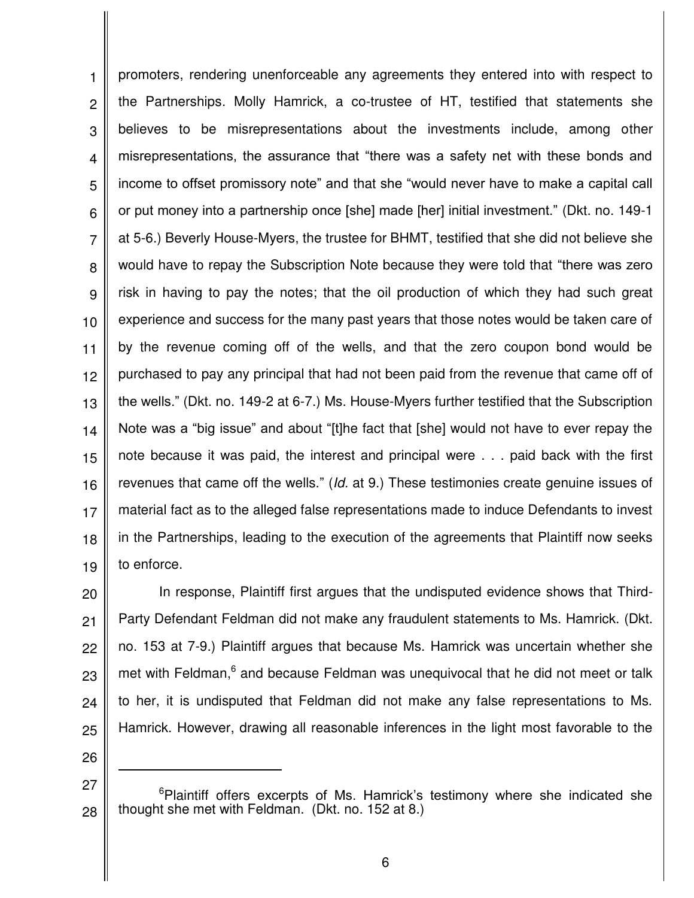promoters, rendering unenforceable any agreements they entered into with respect to the Partnerships. Molly Hamrick, a co-trustee of HT, testified that statements she believes to be misrepresentations about the investments include, among other misrepresentations, the assurance that "there was a safety net with these bonds and income to offset promissory note" and that she "would never have to make a capital call or put money into a partnership once [she] made [her] initial investment." (Dkt. no. 149-1 at 5-6.) Beverly House-Myers, the trustee for BHMT, testified that she did not believe she would have to repay the Subscription Note because they were told that "there was zero risk in having to pay the notes; that the oil production of which they had such great experience and success for the many past years that those notes would be taken care of by the revenue coming off of the wells, and that the zero coupon bond would be purchased to pay any principal that had not been paid from the revenue that came off of the wells." (Dkt. no. 149-2 at 6-7.) Ms. House-Myers further testified that the Subscription Note was a "big issue" and about "[t]he fact that [she] would not have to ever repay the note because it was paid, the interest and principal were . . . paid back with the first revenues that came off the wells." (*Id.* at 9.) These testimonies create genuine issues of material fact as to the alleged false representations made to induce Defendants to invest in the Partnerships, leading to the execution of the agreements that Plaintiff now seeks to enforce.

In response, Plaintiff first argues that the undisputed evidence shows that Third-Party Defendant Feldman did not make any fraudulent statements to Ms. Hamrick. (Dkt. no. 153 at 7-9.) Plaintiff argues that because Ms. Hamrick was uncertain whether she met with Feldman,[6] and because Feldman was unequivocal that he did not meet or talk to her, it is undisputed that Feldman did not make any false representations to Ms. Hamrick. However, drawing all reasonable inferences in the light most favorable to the

---

[6]Plaintiff offers excerpts of Ms. Hamrick's testimony where she indicated she thought she met with Feldman. (Dkt. no. 152 at 8.)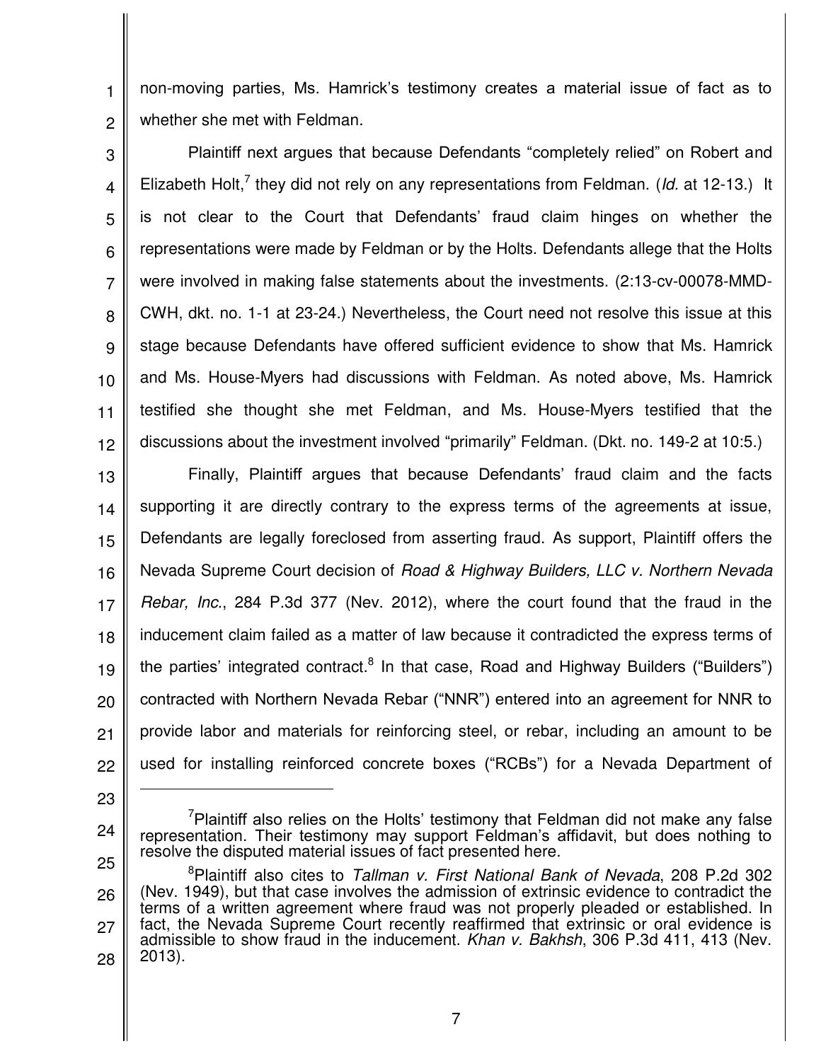non-moving parties, Ms. Hamrick's testimony creates a material issue of fact as to whether she met with Feldman.

Plaintiff next argues that because Defendants "completely relied" on Robert and Elizabeth Holt,[7] they did not rely on any representations from Feldman. (*Id.* at 12-13.) It is not clear to the Court that Defendants' fraud claim hinges on whether the representations were made by Feldman or by the Holts. Defendants allege that the Holts were involved in making false statements about the investments. (2:13-cv-00078-MMD-CWH, dkt. no. 1-1 at 23-24.) Nevertheless, the Court need not resolve this issue at this stage because Defendants have offered sufficient evidence to show that Ms. Hamrick and Ms. House-Myers had discussions with Feldman. As noted above, Ms. Hamrick testified she thought she met Feldman, and Ms. House-Myers testified that the discussions about the investment involved "primarily" Feldman. (Dkt. no. 149-2 at 10:5.)

Finally, Plaintiff argues that because Defendants' fraud claim and the facts supporting it are directly contrary to the express terms of the agreements at issue, Defendants are legally foreclosed from asserting fraud. As support, Plaintiff offers the Nevada Supreme Court decision of *Road & Highway Builders, LLC v. Northern Nevada Rebar, Inc.*, 284 P.3d 377 (Nev. 2012), where the court found that the fraud in the inducement claim failed as a matter of law because it contradicted the express terms of the parties' integrated contract.[8] In that case, Road and Highway Builders ("Builders") contracted with Northern Nevada Rebar ("NNR") entered into an agreement for NNR to provide labor and materials for reinforcing steel, or rebar, including an amount to be used for installing reinforced concrete boxes ("RCBs") for a Nevada Department of

---

[7]Plaintiff also relies on the Holts' testimony that Feldman did not make any false representation. Their testimony may support Feldman's affidavit, but does nothing to resolve the disputed material issues of fact presented here.

[8]Plaintiff also cites to *Tallman v. First National Bank of Nevada*, 208 P.2d 302 (Nev. 1949), but that case involves the admission of extrinsic evidence to contradict the terms of a written agreement where fraud was not properly pleaded or established. In fact, the Nevada Supreme Court recently reaffirmed that extrinsic or oral evidence is admissible to show fraud in the inducement. *Khan v. Bakhsh*, 306 P.3d 411, 413 (Nev. 2013).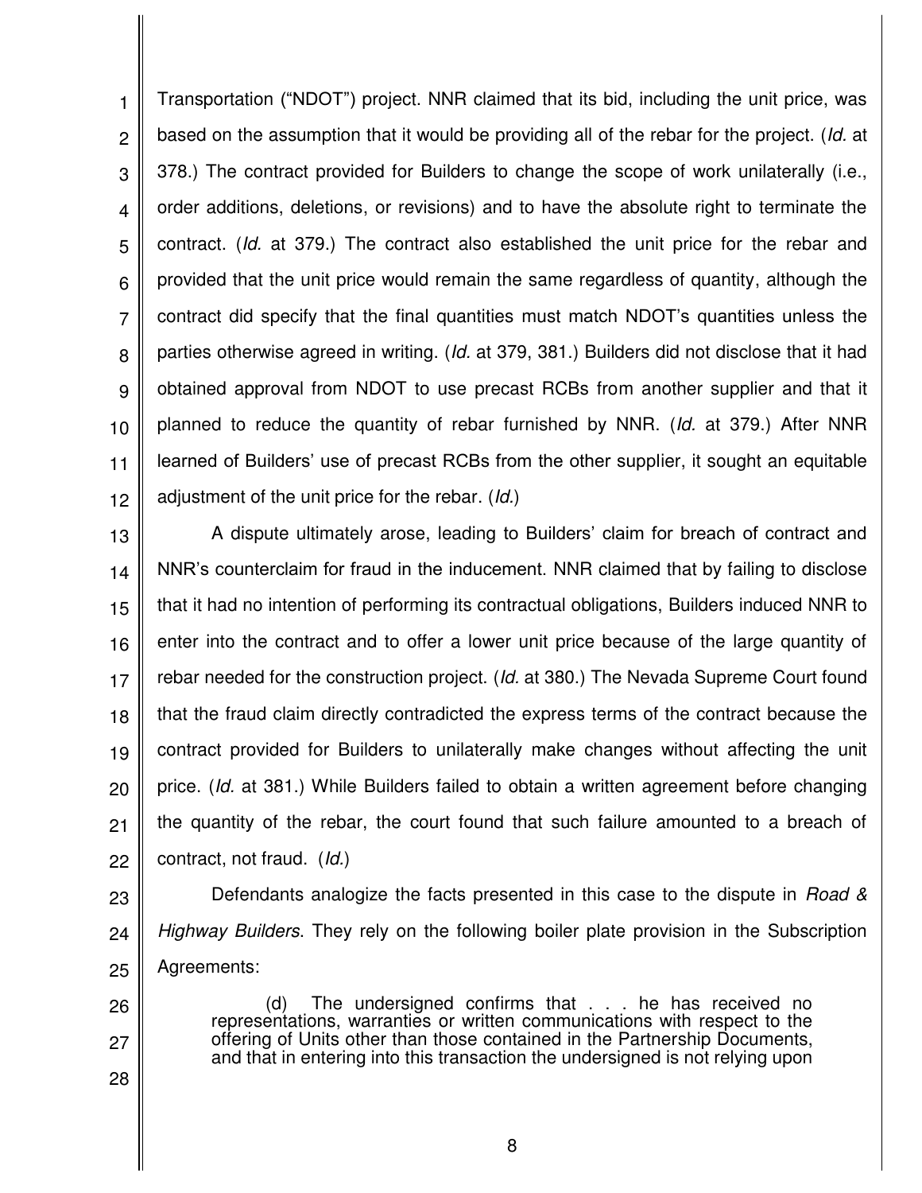Transportation ("NDOT") project. NNR claimed that its bid, including the unit price, was based on the assumption that it would be providing all of the rebar for the project. (*Id.* at 378.) The contract provided for Builders to change the scope of work unilaterally (i.e., order additions, deletions, or revisions) and to have the absolute right to terminate the contract. (*Id.* at 379.) The contract also established the unit price for the rebar and provided that the unit price would remain the same regardless of quantity, although the contract did specify that the final quantities must match NDOT's quantities unless the parties otherwise agreed in writing. (*Id.* at 379, 381.) Builders did not disclose that it had obtained approval from NDOT to use precast RCBs from another supplier and that it planned to reduce the quantity of rebar furnished by NNR. (*Id.* at 379.) After NNR learned of Builders' use of precast RCBs from the other supplier, it sought an equitable adjustment of the unit price for the rebar. (*Id.*)

A dispute ultimately arose, leading to Builders' claim for breach of contract and NNR's counterclaim for fraud in the inducement. NNR claimed that by failing to disclose that it had no intention of performing its contractual obligations, Builders induced NNR to enter into the contract and to offer a lower unit price because of the large quantity of rebar needed for the construction project. (*Id.* at 380.) The Nevada Supreme Court found that the fraud claim directly contradicted the express terms of the contract because the contract provided for Builders to unilaterally make changes without affecting the unit price. (*Id.* at 381.) While Builders failed to obtain a written agreement before changing the quantity of the rebar, the court found that such failure amounted to a breach of contract, not fraud. (*Id.*)

Defendants analogize the facts presented in this case to the dispute in *Road & Highway Builders*. They rely on the following boiler plate provision in the Subscription Agreements:

> (d) The undersigned confirms that . . . he has received no representations, warranties or written communications with respect to the offering of Units other than those contained in the Partnership Documents, and that in entering into this transaction the undersigned is not relying upon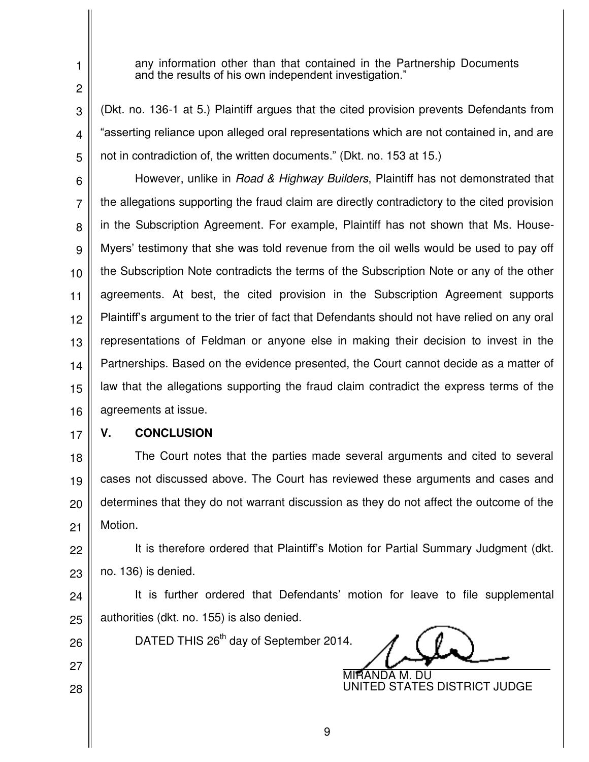> any information other than that contained in the Partnership Documents and the results of his own independent investigation."

(Dkt. no. 136-1 at 5.) Plaintiff argues that the cited provision prevents Defendants from "asserting reliance upon alleged oral representations which are not contained in, and are not in contradiction of, the written documents." (Dkt. no. 153 at 15.)

However, unlike in *Road & Highway Builders*, Plaintiff has not demonstrated that the allegations supporting the fraud claim are directly contradictory to the cited provision in the Subscription Agreement. For example, Plaintiff has not shown that Ms. House-Myers' testimony that she was told revenue from the oil wells would be used to pay off the Subscription Note contradicts the terms of the Subscription Note or any of the other agreements. At best, the cited provision in the Subscription Agreement supports Plaintiff's argument to the trier of fact that Defendants should not have relied on any oral representations of Feldman or anyone else in making their decision to invest in the Partnerships. Based on the evidence presented, the Court cannot decide as a matter of law that the allegations supporting the fraud claim contradict the express terms of the agreements at issue.

## V. CONCLUSION

The Court notes that the parties made several arguments and cited to several cases not discussed above. The Court has reviewed these arguments and cases and determines that they do not warrant discussion as they do not affect the outcome of the Motion.

It is therefore ordered that Plaintiff's Motion for Partial Summary Judgment (dkt. no. 136) is denied.

It is further ordered that Defendants' motion for leave to file supplemental authorities (dkt. no. 155) is also denied.

DATED THIS 26th day of September 2014.

MIRANDA M. DU
UNITED STATES DISTRICT JUDGE